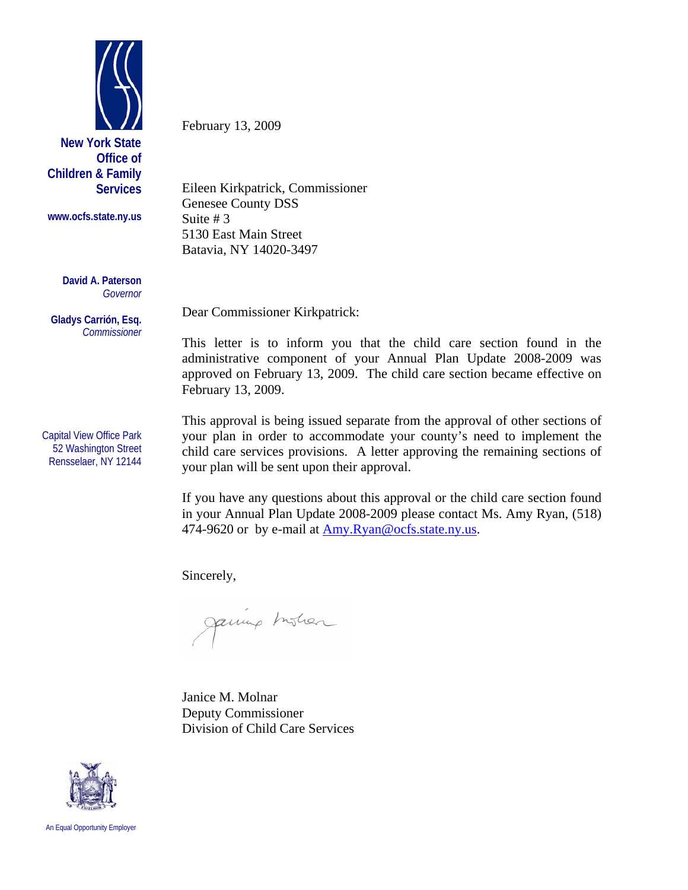**New York State Office of Children & Family Services**

www.ocfs.state.ny.us

**David A. Paterson**
*Governor*

**Gladys Carrión, Esq.**
*Commissioner*

Capital View Office Park
52 Washington Street
Rensselaer, NY 12144

February 13, 2009

Eileen Kirkpatrick, Commissioner
Genesee County DSS
Suite # 3
5130 East Main Street
Batavia, NY 14020-3497

Dear Commissioner Kirkpatrick:

This letter is to inform you that the child care section found in the administrative component of your Annual Plan Update 2008-2009 was approved on February 13, 2009. The child care section became effective on February 13, 2009.

This approval is being issued separate from the approval of other sections of your plan in order to accommodate your county's need to implement the child care services provisions. A letter approving the remaining sections of your plan will be sent upon their approval.

If you have any questions about this approval or the child care section found in your Annual Plan Update 2008-2009 please contact Ms. Amy Ryan, (518) 474-9620 or by e-mail at [Amy.Ryan@ocfs.state.ny.us](mailto:Amy.Ryan@ocfs.state.ny.us).

Sincerely,

Janice M. Molnar
Deputy Commissioner
Division of Child Care Services

An Equal Opportunity Employer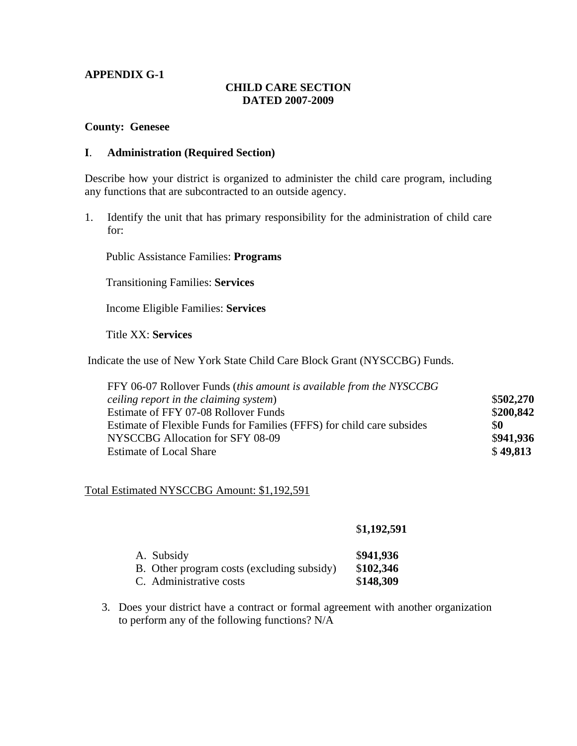**APPENDIX G-1**

**CHILD CARE SECTION**
**DATED 2007-2009**

**County: Genesee**

## I. Administration (Required Section)

Describe how your district is organized to administer the child care program, including any functions that are subcontracted to an outside agency.

1. Identify the unit that has primary responsibility for the administration of child care for:

   Public Assistance Families: **Programs**

   Transitioning Families: **Services**

   Income Eligible Families: **Services**

   Title XX: **Services**

Indicate the use of New York State Child Care Block Grant (NYSCCBG) Funds.

| | |
|---|---|
| FFY 06-07 Rollover Funds (*this amount is available from the NYSCCBG ceiling report in the claiming system*) | $**502,270** |
| Estimate of FFY 07-08 Rollover Funds | $**200,842** |
| Estimate of Flexible Funds for Families (FFFS) for child care subsides | $**0** |
| NYSCCBG Allocation for SFY 08-09 | $**941,936** |
| Estimate of Local Share | $ **49,813** |

Total Estimated NYSCCBG Amount: $1,192,591

$**1,192,591**

| | |
|---|---|
| A. Subsidy | $**941,936** |
| B. Other program costs (excluding subsidy) | $**102,346** |
| C. Administrative costs | $**148,309** |

3. Does your district have a contract or formal agreement with another organization to perform any of the following functions? N/A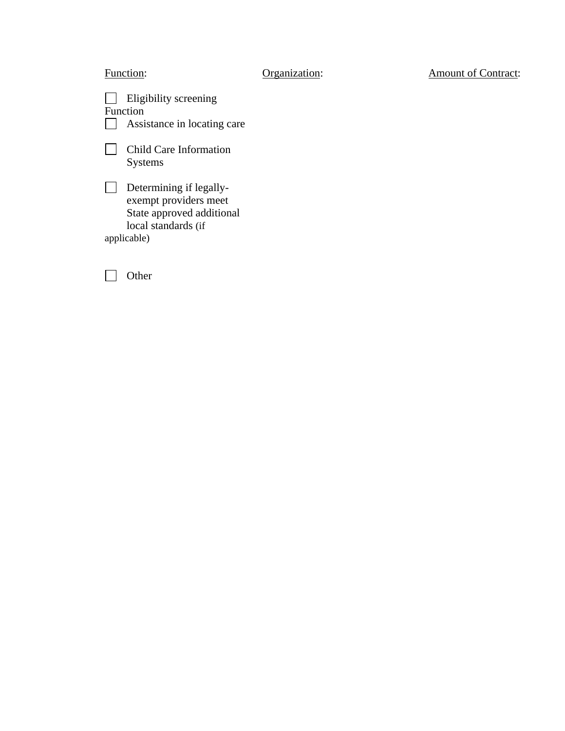| Function: | Organization: | Amount of Contract: |
|---|---|---|
| ☐ Eligibility screening Function | | |
| ☐ Assistance in locating care | | |
| ☐ Child Care Information Systems | | |
| ☐ Determining if legally-exempt providers meet State approved additional local standards (if applicable) | | |
| ☐ Other | | |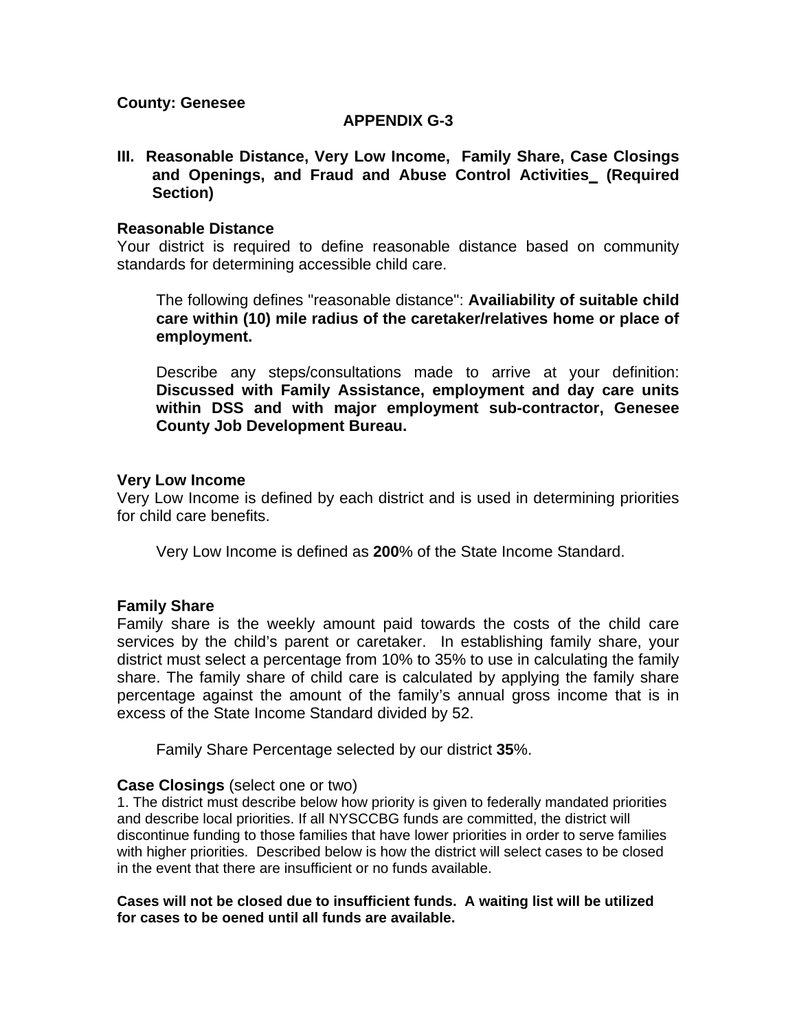**County: Genesee**

**APPENDIX G-3**

## III. Reasonable Distance, Very Low Income, Family Share, Case Closings and Openings, and Fraud and Abuse Control Activities (Required Section)

### Reasonable Distance

Your district is required to define reasonable distance based on community standards for determining accessible child care.

The following defines "reasonable distance": **Availiability of suitable child care within (10) mile radius of the caretaker/relatives home or place of employment.**

Describe any steps/consultations made to arrive at your definition: **Discussed with Family Assistance, employment and day care units within DSS and with major employment sub-contractor, Genesee County Job Development Bureau.**

### Very Low Income

Very Low Income is defined by each district and is used in determining priorities for child care benefits.

Very Low Income is defined as **200**% of the State Income Standard.

### Family Share

Family share is the weekly amount paid towards the costs of the child care services by the child's parent or caretaker. In establishing family share, your district must select a percentage from 10% to 35% to use in calculating the family share. The family share of child care is calculated by applying the family share percentage against the amount of the family's annual gross income that is in excess of the State Income Standard divided by 52.

Family Share Percentage selected by our district **35**%.

### Case Closings (select one or two)

1. The district must describe below how priority is given to federally mandated priorities and describe local priorities. If all NYSCCBG funds are committed, the district will discontinue funding to those families that have lower priorities in order to serve families with higher priorities. Described below is how the district will select cases to be closed in the event that there are insufficient or no funds available.

**Cases will not be closed due to insufficient funds. A waiting list will be utilized for cases to be oened until all funds are available.**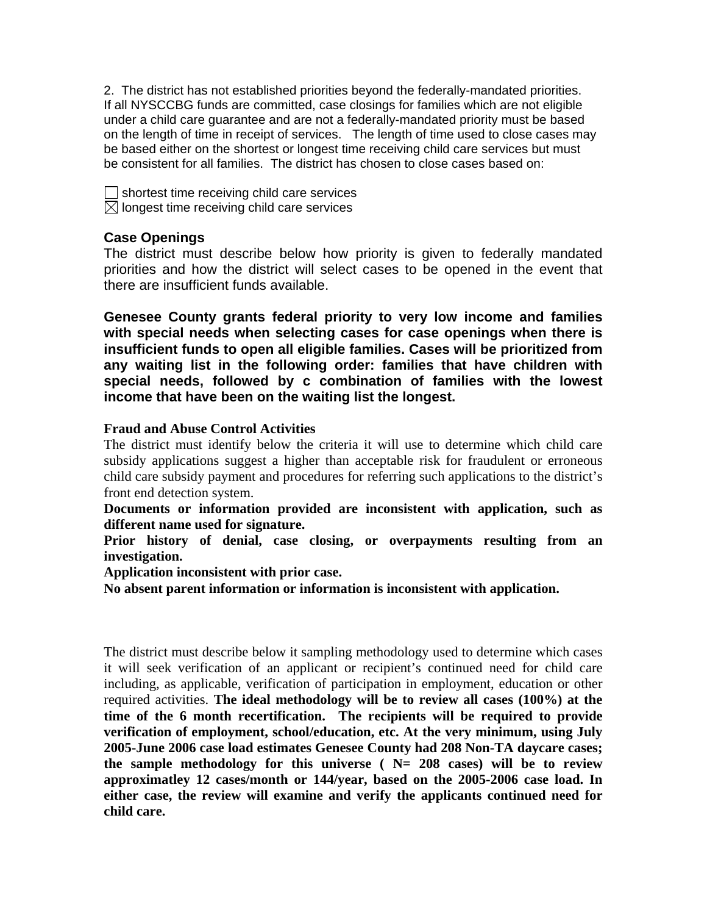2. The district has not established priorities beyond the federally-mandated priorities. If all NYSCCBG funds are committed, case closings for families which are not eligible under a child care guarantee and are not a federally-mandated priority must be based on the length of time in receipt of services. The length of time used to close cases may be based either on the shortest or longest time receiving child care services but must be consistent for all families. The district has chosen to close cases based on:

☐ shortest time receiving child care services
☒ longest time receiving child care services

### Case Openings

The district must describe below how priority is given to federally mandated priorities and how the district will select cases to be opened in the event that there are insufficient funds available.

**Genesee County grants federal priority to very low income and families with special needs when selecting cases for case openings when there is insufficient funds to open all eligible families. Cases will be prioritized from any waiting list in the following order: families that have children with special needs, followed by c combination of families with the lowest income that have been on the waiting list the longest.**

### Fraud and Abuse Control Activities

The district must identify below the criteria it will use to determine which child care subsidy applications suggest a higher than acceptable risk for fraudulent or erroneous child care subsidy payment and procedures for referring such applications to the district's front end detection system.

**Documents or information provided are inconsistent with application, such as different name used for signature.**

**Prior history of denial, case closing, or overpayments resulting from an investigation.**

**Application inconsistent with prior case.**

**No absent parent information or information is inconsistent with application.**

The district must describe below it sampling methodology used to determine which cases it will seek verification of an applicant or recipient's continued need for child care including, as applicable, verification of participation in employment, education or other required activities. **The ideal methodology will be to review all cases (100%) at the time of the 6 month recertification. The recipients will be required to provide verification of employment, school/education, etc. At the very minimum, using July 2005-June 2006 case load estimates Genesee County had 208 Non-TA daycare cases; the sample methodology for this universe ( N= 208 cases) will be to review approximatley 12 cases/month or 144/year, based on the 2005-2006 case load. In either case, the review will examine and verify the applicants continued need for child care.**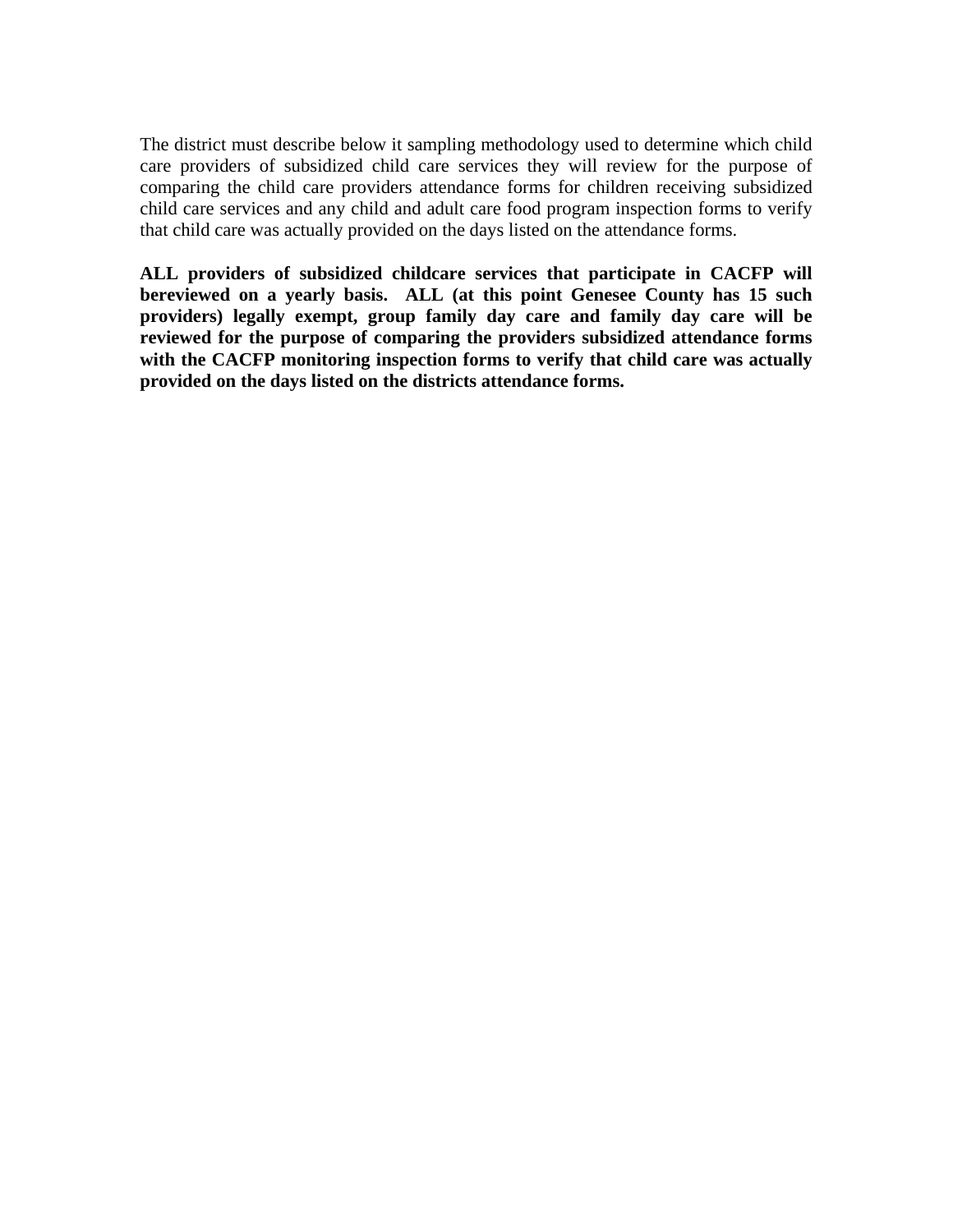The district must describe below it sampling methodology used to determine which child care providers of subsidized child care services they will review for the purpose of comparing the child care providers attendance forms for children receiving subsidized child care services and any child and adult care food program inspection forms to verify that child care was actually provided on the days listed on the attendance forms.

**ALL providers of subsidized childcare services that participate in CACFP will bereviewed on a yearly basis. ALL (at this point Genesee County has 15 such providers) legally exempt, group family day care and family day care will be reviewed for the purpose of comparing the providers subsidized attendance forms with the CACFP monitoring inspection forms to verify that child care was actually provided on the days listed on the districts attendance forms.**